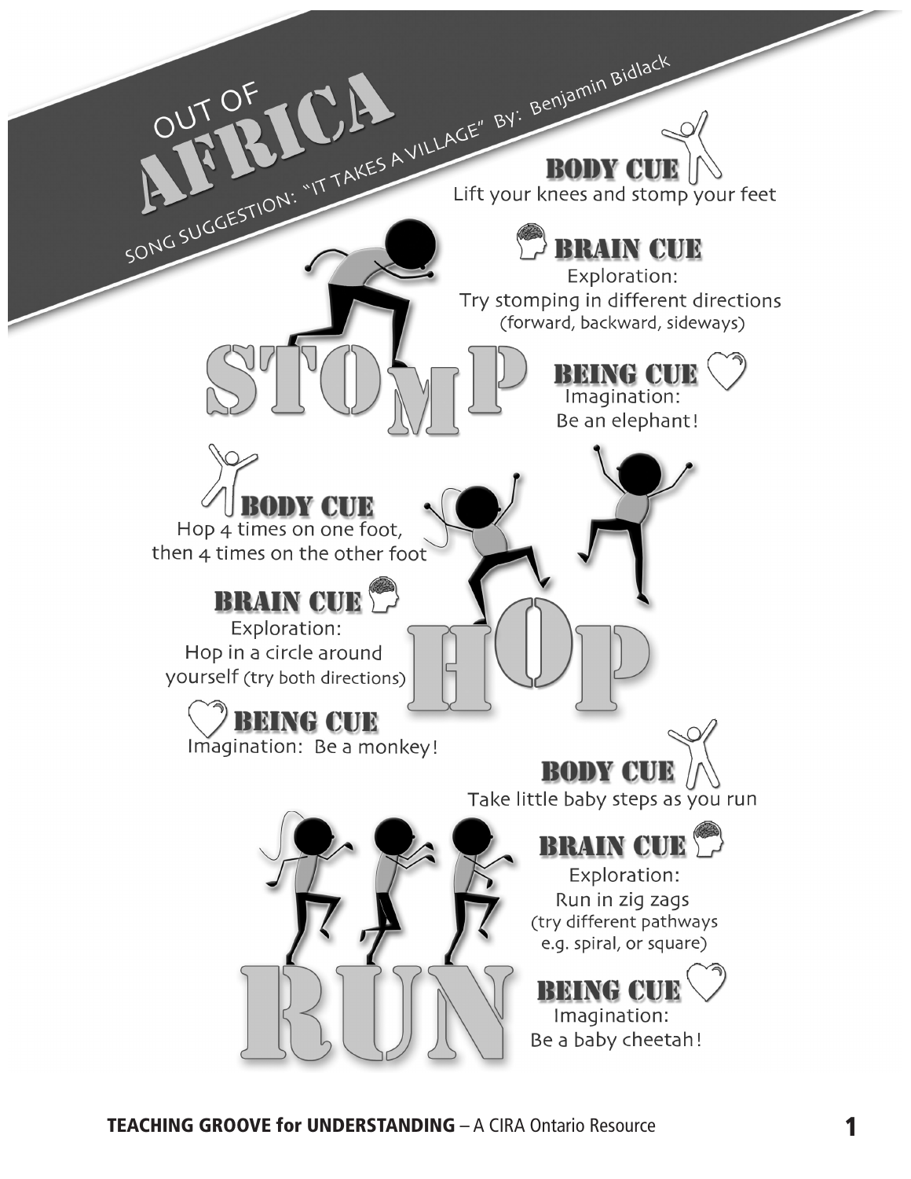# OUT OF AFRICA

SONG SUGGESTION: "IT TAKES A VILLAGE" By: Benjamin Bidlack

## STOMP

**BODY CUE**
Lift your knees and stomp your feet

**BRAIN CUE**
Exploration:
Try stomping in different directions
(forward, backward, sideways)

**BEING CUE**
Imagination:
Be an elephant!

## HOP

**BODY CUE**
Hop 4 times on one foot,
then 4 times on the other foot

**BRAIN CUE**
Exploration:
Hop in a circle around yourself (try both directions)

**BEING CUE**
Imagination: Be a monkey!

## RUN

**BODY CUE**
Take little baby steps as you run

**BRAIN CUE**
Exploration:
Run in zig zags
(try different pathways e.g. spiral, or square)

**BEING CUE**
Imagination:
Be a baby cheetah!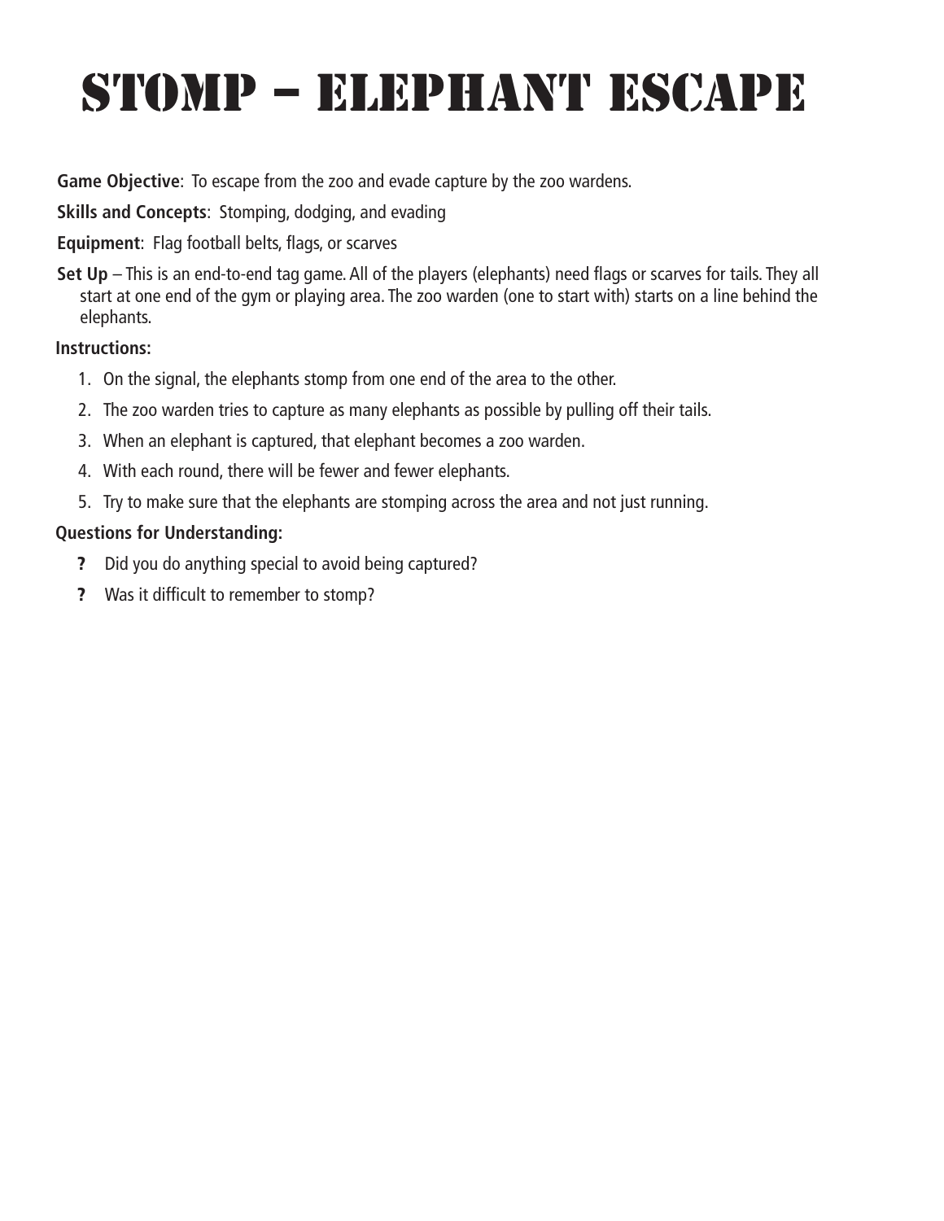# STOMP – ELEPHANT ESCAPE

**Game Objective**: To escape from the zoo and evade capture by the zoo wardens.

**Skills and Concepts**: Stomping, dodging, and evading

**Equipment**: Flag football belts, flags, or scarves

**Set Up** – This is an end-to-end tag game. All of the players (elephants) need flags or scarves for tails. They all start at one end of the gym or playing area. The zoo warden (one to start with) starts on a line behind the elephants.

**Instructions:**

1. On the signal, the elephants stomp from one end of the area to the other.
2. The zoo warden tries to capture as many elephants as possible by pulling off their tails.
3. When an elephant is captured, that elephant becomes a zoo warden.
4. With each round, there will be fewer and fewer elephants.
5. Try to make sure that the elephants are stomping across the area and not just running.

**Questions for Understanding:**

- **?** Did you do anything special to avoid being captured?
- **?** Was it difficult to remember to stomp?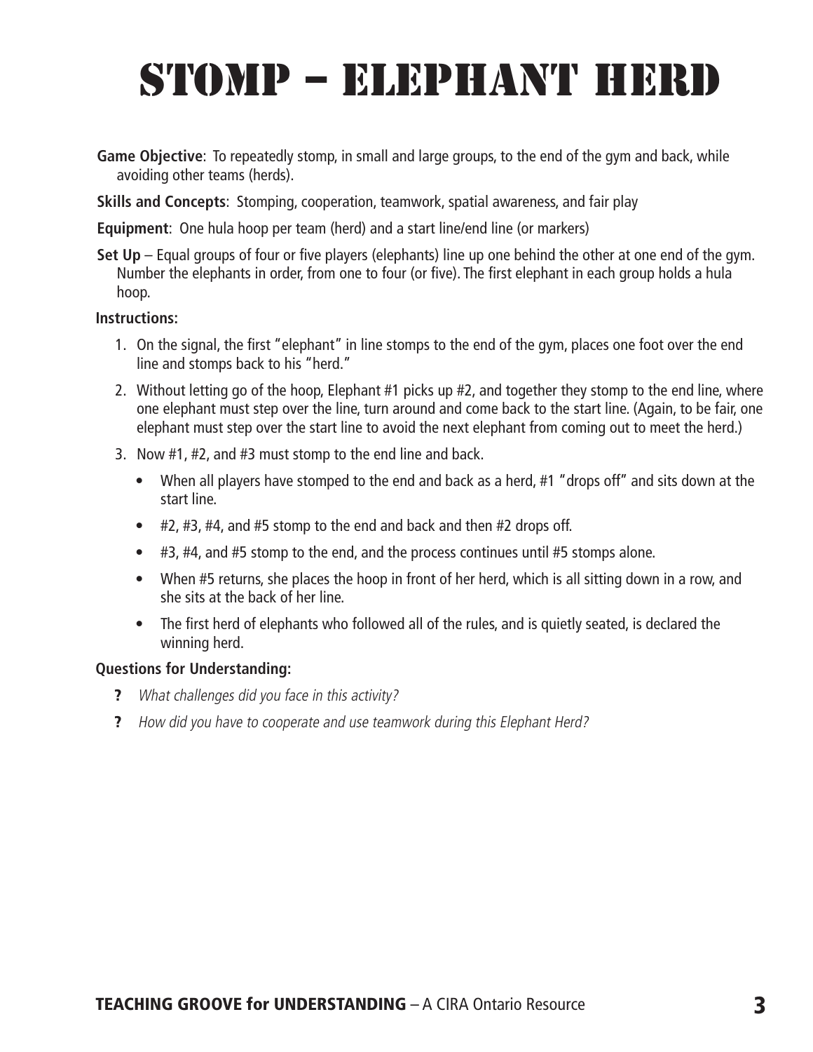# STOMP – ELEPHANT HERD

**Game Objective**: To repeatedly stomp, in small and large groups, to the end of the gym and back, while avoiding other teams (herds).

**Skills and Concepts**: Stomping, cooperation, teamwork, spatial awareness, and fair play

**Equipment**: One hula hoop per team (herd) and a start line/end line (or markers)

**Set Up** – Equal groups of four or five players (elephants) line up one behind the other at one end of the gym. Number the elephants in order, from one to four (or five). The first elephant in each group holds a hula hoop.

**Instructions:**

1. On the signal, the first "elephant" in line stomps to the end of the gym, places one foot over the end line and stomps back to his "herd."
2. Without letting go of the hoop, Elephant #1 picks up #2, and together they stomp to the end line, where one elephant must step over the line, turn around and come back to the start line. (Again, to be fair, one elephant must step over the start line to avoid the next elephant from coming out to meet the herd.)
3. Now #1, #2, and #3 must stomp to the end line and back.
   - When all players have stomped to the end and back as a herd, #1 "drops off" and sits down at the start line.
   - #2, #3, #4, and #5 stomp to the end and back and then #2 drops off.
   - #3, #4, and #5 stomp to the end, and the process continues until #5 stomps alone.
   - When #5 returns, she places the hoop in front of her herd, which is all sitting down in a row, and she sits at the back of her line.
   - The first herd of elephants who followed all of the rules, and is quietly seated, is declared the winning herd.

**Questions for Understanding:**

- **?** *What challenges did you face in this activity?*
- **?** *How did you have to cooperate and use teamwork during this Elephant Herd?*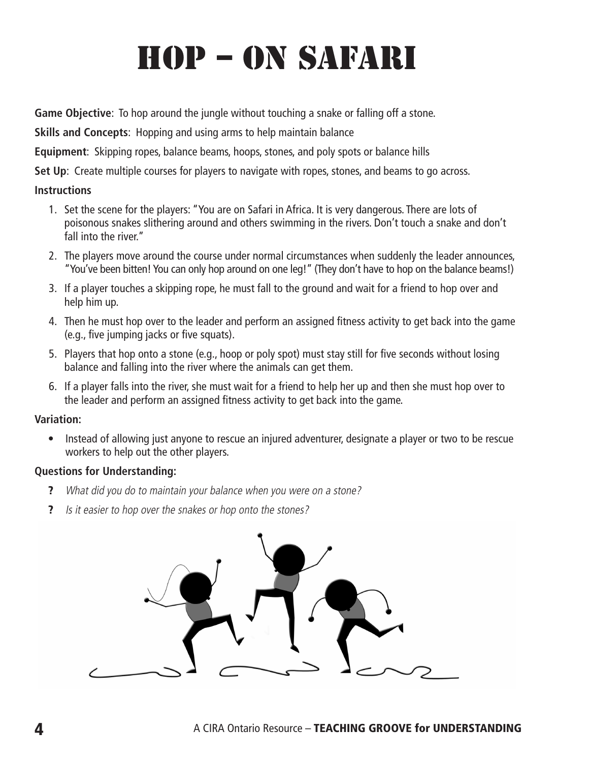# HOP – ON SAFARI

**Game Objective**: To hop around the jungle without touching a snake or falling off a stone.

**Skills and Concepts**: Hopping and using arms to help maintain balance

**Equipment**: Skipping ropes, balance beams, hoops, stones, and poly spots or balance hills

**Set Up**: Create multiple courses for players to navigate with ropes, stones, and beams to go across.

**Instructions**

1. Set the scene for the players: "You are on Safari in Africa. It is very dangerous. There are lots of poisonous snakes slithering around and others swimming in the rivers. Don't touch a snake and don't fall into the river."
2. The players move around the course under normal circumstances when suddenly the leader announces, "You've been bitten! You can only hop around on one leg!" (They don't have to hop on the balance beams!)
3. If a player touches a skipping rope, he must fall to the ground and wait for a friend to hop over and help him up.
4. Then he must hop over to the leader and perform an assigned fitness activity to get back into the game (e.g., five jumping jacks or five squats).
5. Players that hop onto a stone (e.g., hoop or poly spot) must stay still for five seconds without losing balance and falling into the river where the animals can get them.
6. If a player falls into the river, she must wait for a friend to help her up and then she must hop over to the leader and perform an assigned fitness activity to get back into the game.

**Variation:**

- Instead of allowing just anyone to rescue an injured adventurer, designate a player or two to be rescue workers to help out the other players.

**Questions for Understanding:**

- ? *What did you do to maintain your balance when you were on a stone?*
- ? *Is it easier to hop over the snakes or hop onto the stones?*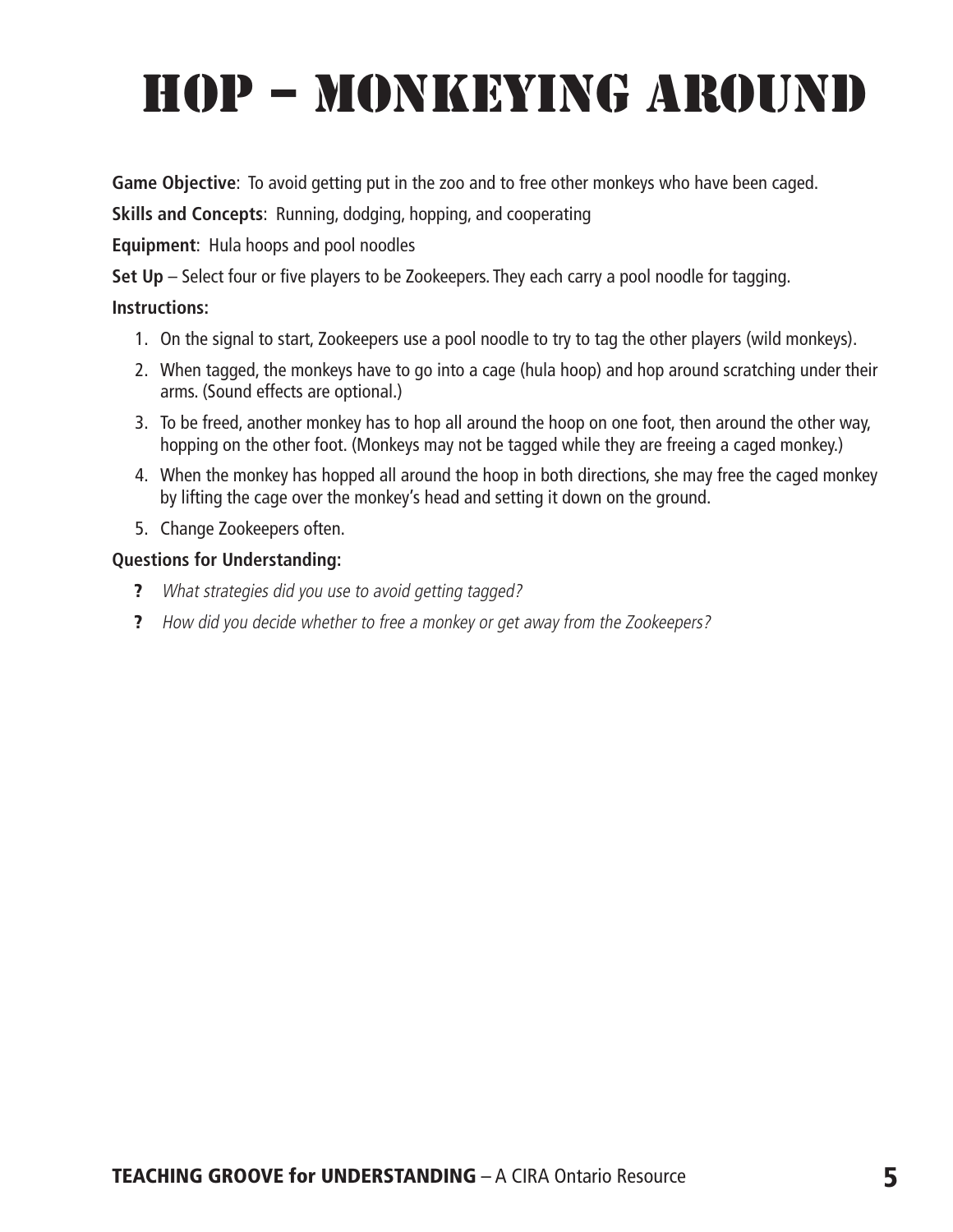# HOP – MONKEYING AROUND

**Game Objective**: To avoid getting put in the zoo and to free other monkeys who have been caged.

**Skills and Concepts**: Running, dodging, hopping, and cooperating

**Equipment**: Hula hoops and pool noodles

**Set Up** – Select four or five players to be Zookeepers. They each carry a pool noodle for tagging.

**Instructions:**

1. On the signal to start, Zookeepers use a pool noodle to try to tag the other players (wild monkeys).
2. When tagged, the monkeys have to go into a cage (hula hoop) and hop around scratching under their arms. (Sound effects are optional.)
3. To be freed, another monkey has to hop all around the hoop on one foot, then around the other way, hopping on the other foot. (Monkeys may not be tagged while they are freeing a caged monkey.)
4. When the monkey has hopped all around the hoop in both directions, she may free the caged monkey by lifting the cage over the monkey's head and setting it down on the ground.
5. Change Zookeepers often.

**Questions for Understanding:**

- **?** *What strategies did you use to avoid getting tagged?*
- **?** *How did you decide whether to free a monkey or get away from the Zookeepers?*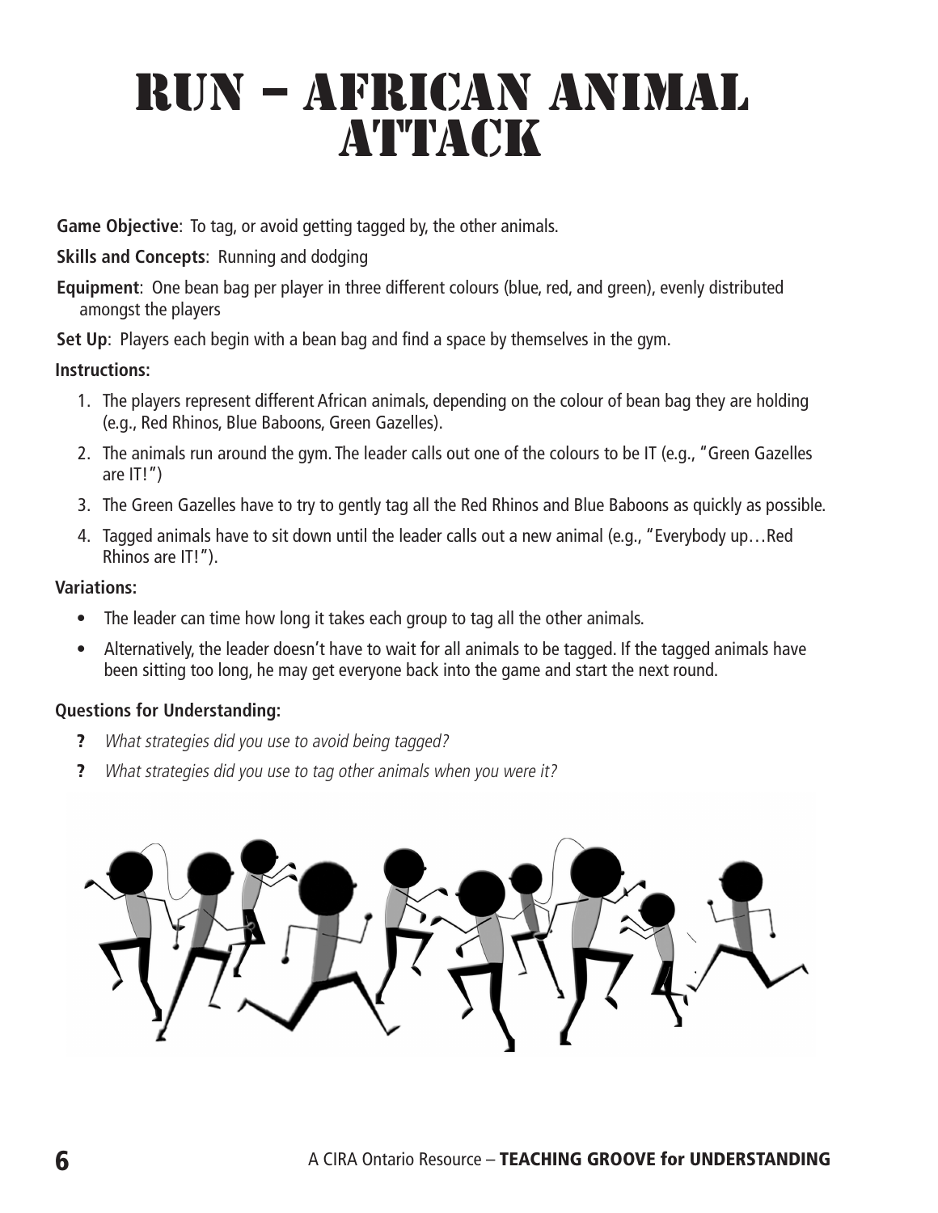# RUN – AFRICAN ANIMAL ATTACK

**Game Objective**: To tag, or avoid getting tagged by, the other animals.

**Skills and Concepts**: Running and dodging

**Equipment**: One bean bag per player in three different colours (blue, red, and green), evenly distributed amongst the players

**Set Up**: Players each begin with a bean bag and find a space by themselves in the gym.

**Instructions:**

1. The players represent different African animals, depending on the colour of bean bag they are holding (e.g., Red Rhinos, Blue Baboons, Green Gazelles).
2. The animals run around the gym. The leader calls out one of the colours to be IT (e.g., "Green Gazelles are IT!")
3. The Green Gazelles have to try to gently tag all the Red Rhinos and Blue Baboons as quickly as possible.
4. Tagged animals have to sit down until the leader calls out a new animal (e.g., "Everybody up…Red Rhinos are IT!").

**Variations:**

- The leader can time how long it takes each group to tag all the other animals.
- Alternatively, the leader doesn't have to wait for all animals to be tagged. If the tagged animals have been sitting too long, he may get everyone back into the game and start the next round.

**Questions for Understanding:**

- ? *What strategies did you use to avoid being tagged?*
- ? *What strategies did you use to tag other animals when you were it?*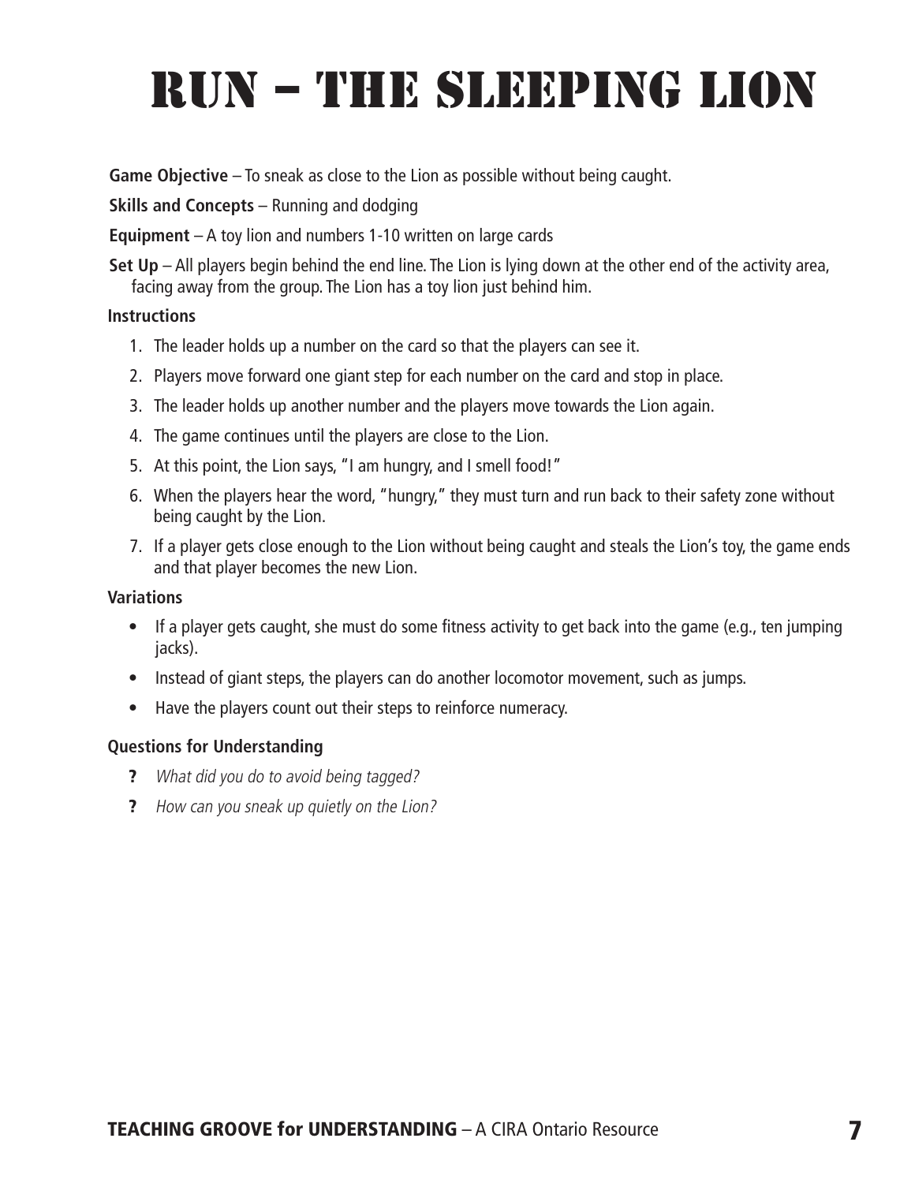# RUN – THE SLEEPING LION

**Game Objective** – To sneak as close to the Lion as possible without being caught.

**Skills and Concepts** – Running and dodging

**Equipment** – A toy lion and numbers 1-10 written on large cards

**Set Up** – All players begin behind the end line. The Lion is lying down at the other end of the activity area, facing away from the group. The Lion has a toy lion just behind him.

**Instructions**

1. The leader holds up a number on the card so that the players can see it.
2. Players move forward one giant step for each number on the card and stop in place.
3. The leader holds up another number and the players move towards the Lion again.
4. The game continues until the players are close to the Lion.
5. At this point, the Lion says, "I am hungry, and I smell food!"
6. When the players hear the word, "hungry," they must turn and run back to their safety zone without being caught by the Lion.
7. If a player gets close enough to the Lion without being caught and steals the Lion's toy, the game ends and that player becomes the new Lion.

**Variations**

- If a player gets caught, she must do some fitness activity to get back into the game (e.g., ten jumping jacks).
- Instead of giant steps, the players can do another locomotor movement, such as jumps.
- Have the players count out their steps to reinforce numeracy.

**Questions for Understanding**

- **?** *What did you do to avoid being tagged?*
- **?** *How can you sneak up quietly on the Lion?*